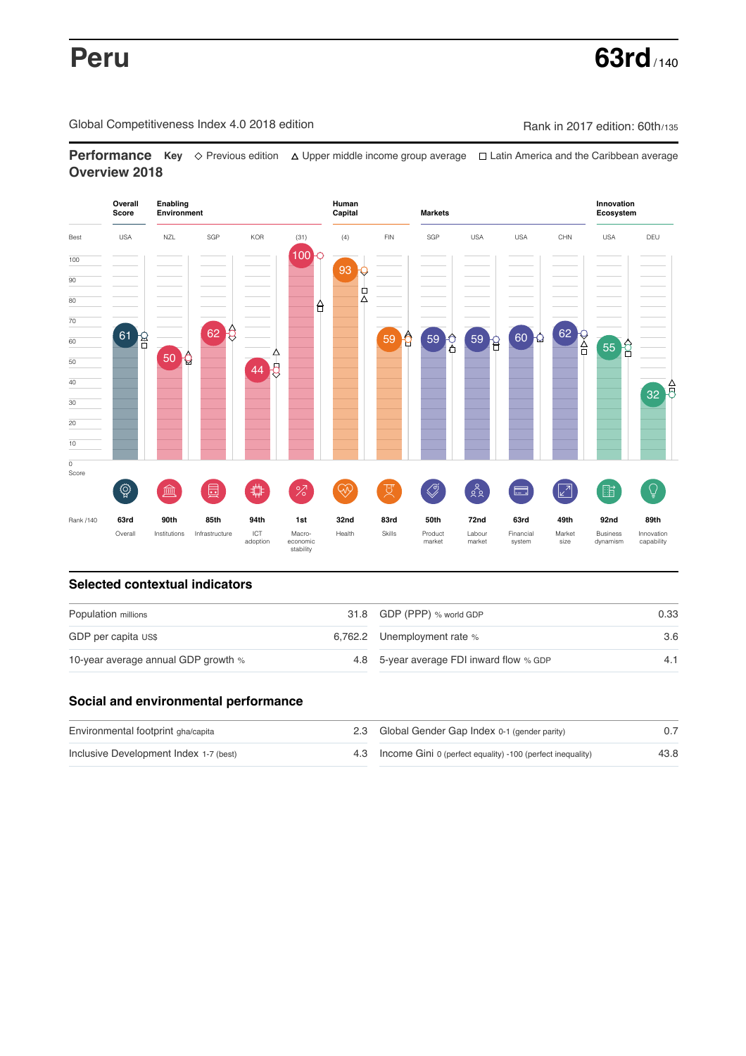# Peru

**63rd** / 140

Global Competitiveness Index 4.0 2018 edition

Rank in 2017 edition: 60th/135

## Performance Overview 2018

**Key** ◇ Previous edition △ Upper middle income group average □ Latin America and the Caribbean average

| | Overall Score | Enabling Environment | | | | Human Capital | | Markets | | | | Innovation Ecosystem | |
|---|---|---|---|---|---|---|---|---|---|---|---|---|---|
| Best | USA | NZL | SGP | KOR | (31) | (4) | FIN | SGP | USA | USA | CHN | USA | DEU |
| Score | 61 | 50 | 62 | 44 | 100 | 93 | 59 | 59 | 59 | 60 | 62 | 55 | 32 |
| Rank /140 | 63rd | 90th | 85th | 94th | 1st | 32nd | 83rd | 50th | 72nd | 63rd | 49th | 92nd | 89th |
| | Overall | Institutions | Infrastructure | ICT adoption | Macro-economic stability | Health | Skills | Product market | Labour market | Financial system | Market size | Business dynamism | Innovation capability |

## Selected contextual indicators

| | | | |
|---|---|---|---|
| Population millions | 31.8 | GDP (PPP) % world GDP | 0.33 |
| GDP per capita US$ | 6,762.2 | Unemployment rate % | 3.6 |
| 10-year average annual GDP growth % | 4.8 | 5-year average FDI inward flow % GDP | 4.1 |

## Social and environmental performance

| | | | |
|---|---|---|---|
| Environmental footprint gha/capita | 2.3 | Global Gender Gap Index 0-1 (gender parity) | 0.7 |
| Inclusive Development Index 1-7 (best) | 4.3 | Income Gini 0 (perfect equality) -100 (perfect inequality) | 43.8 |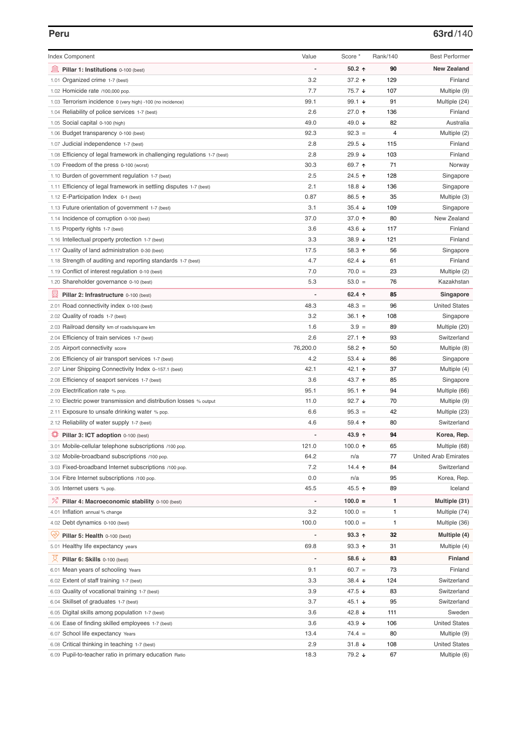## Peru

**63rd/140**

| Index Component | Value | Score * | Rank/140 | Best Performer |
|---|---|---|---|---|
| **Pillar 1: Institutions** 0-100 (best) | - | **50.2 ↑** | **90** | **New Zealand** |
| 1.01 Organized crime 1-7 (best) | 3.2 | 37.2 ↑ | 129 | Finland |
| 1.02 Homicide rate /100,000 pop. | 7.7 | 75.7 ↓ | 107 | Multiple (9) |
| 1.03 Terrorism incidence 0 (very high) -100 (no incidence) | 99.1 | 99.1 ↓ | 91 | Multiple (24) |
| 1.04 Reliability of police services 1-7 (best) | 2.6 | 27.0 ↑ | 136 | Finland |
| 1.05 Social capital 0-100 (high) | 49.0 | 49.0 ↓ | 82 | Australia |
| 1.06 Budget transparency 0-100 (best) | 92.3 | 92.3 = | 4 | Multiple (2) |
| 1.07 Judicial independence 1-7 (best) | 2.8 | 29.5 ↓ | 115 | Finland |
| 1.08 Efficiency of legal framework in challenging regulations 1-7 (best) | 2.8 | 29.9 ↓ | 103 | Finland |
| 1.09 Freedom of the press 0-100 (worst) | 30.3 | 69.7 ↑ | 71 | Norway |
| 1.10 Burden of government regulation 1-7 (best) | 2.5 | 24.5 ↑ | 128 | Singapore |
| 1.11 Efficiency of legal framework in settling disputes 1-7 (best) | 2.1 | 18.8 ↓ | 136 | Singapore |
| 1.12 E-Participation Index 0-1 (best) | 0.87 | 86.5 ↑ | 35 | Multiple (3) |
| 1.13 Future orientation of government 1-7 (best) | 3.1 | 35.4 ↓ | 109 | Singapore |
| 1.14 Incidence of corruption 0-100 (best) | 37.0 | 37.0 ↑ | 80 | New Zealand |
| 1.15 Property rights 1-7 (best) | 3.6 | 43.6 ↓ | 117 | Finland |
| 1.16 Intellectual property protection 1-7 (best) | 3.3 | 38.9 ↓ | 121 | Finland |
| 1.17 Quality of land administration 0-30 (best) | 17.5 | 58.3 ↑ | 56 | Singapore |
| 1.18 Strength of auditing and reporting standards 1-7 (best) | 4.7 | 62.4 ↓ | 61 | Finland |
| 1.19 Conflict of interest regulation 0-10 (best) | 7.0 | 70.0 = | 23 | Multiple (2) |
| 1.20 Shareholder governance 0-10 (best) | 5.3 | 53.0 = | 76 | Kazakhstan |
| **Pillar 2: Infrastructure** 0-100 (best) | - | **62.4 ↑** | **85** | **Singapore** |
| 2.01 Road connectivity index 0-100 (best) | 48.3 | 48.3 = | 96 | United States |
| 2.02 Quality of roads 1-7 (best) | 3.2 | 36.1 ↑ | 108 | Singapore |
| 2.03 Railroad density km of roads/square km | 1.6 | 3.9 = | 89 | Multiple (20) |
| 2.04 Efficiency of train services 1-7 (best) | 2.6 | 27.1 ↑ | 93 | Switzerland |
| 2.05 Airport connectivity score | 76,200.0 | 58.2 ↑ | 50 | Multiple (8) |
| 2.06 Efficiency of air transport services 1-7 (best) | 4.2 | 53.4 ↓ | 86 | Singapore |
| 2.07 Liner Shipping Connectivity Index 0–157.1 (best) | 42.1 | 42.1 ↑ | 37 | Multiple (4) |
| 2.08 Efficiency of seaport services 1-7 (best) | 3.6 | 43.7 ↑ | 85 | Singapore |
| 2.09 Electrification rate % pop. | 95.1 | 95.1 ↑ | 94 | Multiple (66) |
| 2.10 Electric power transmission and distribution losses % output | 11.0 | 92.7 ↓ | 70 | Multiple (9) |
| 2.11 Exposure to unsafe drinking water % pop. | 6.6 | 95.3 = | 42 | Multiple (23) |
| 2.12 Reliability of water supply 1-7 (best) | 4.6 | 59.4 ↑ | 80 | Switzerland |
| **Pillar 3: ICT adoption** 0-100 (best) | - | **43.9 ↑** | **94** | **Korea, Rep.** |
| 3.01 Mobile-cellular telephone subscriptions /100 pop. | 121.0 | 100.0 ↑ | 65 | Multiple (68) |
| 3.02 Mobile-broadband subscriptions /100 pop. | 64.2 | n/a | 77 | United Arab Emirates |
| 3.03 Fixed-broadband Internet subscriptions /100 pop. | 7.2 | 14.4 ↑ | 84 | Switzerland |
| 3.04 Fibre Internet subscriptions /100 pop. | 0.0 | n/a | 95 | Korea, Rep. |
| 3.05 Internet users % pop. | 45.5 | 45.5 ↑ | 89 | Iceland |
| **Pillar 4: Macroeconomic stability** 0-100 (best) | - | **100.0 =** | **1** | **Multiple (31)** |
| 4.01 Inflation annual % change | 3.2 | 100.0 = | 1 | Multiple (74) |
| 4.02 Debt dynamics 0-100 (best) | 100.0 | 100.0 = | 1 | Multiple (36) |
| **Pillar 5: Health** 0-100 (best) | - | **93.3 ↑** | **32** | **Multiple (4)** |
| 5.01 Healthy life expectancy years | 69.8 | 93.3 ↑ | 31 | Multiple (4) |
| **Pillar 6: Skills** 0-100 (best) | - | **58.6 ↓** | **83** | **Finland** |
| 6.01 Mean years of schooling Years | 9.1 | 60.7 = | 73 | Finland |
| 6.02 Extent of staff training 1-7 (best) | 3.3 | 38.4 ↓ | 124 | Switzerland |
| 6.03 Quality of vocational training 1-7 (best) | 3.9 | 47.5 ↓ | 83 | Switzerland |
| 6.04 Skillset of graduates 1-7 (best) | 3.7 | 45.1 ↓ | 95 | Switzerland |
| 6.05 Digital skills among population 1-7 (best) | 3.6 | 42.8 ↓ | 111 | Sweden |
| 6.06 Ease of finding skilled employees 1-7 (best) | 3.6 | 43.9 ↓ | 106 | United States |
| 6.07 School life expectancy Years | 13.4 | 74.4 = | 80 | Multiple (9) |
| 6.08 Critical thinking in teaching 1-7 (best) | 2.9 | 31.8 ↓ | 108 | United States |
| 6.09 Pupil-to-teacher ratio in primary education Ratio | 18.3 | 79.2 ↓ | 67 | Multiple (6) |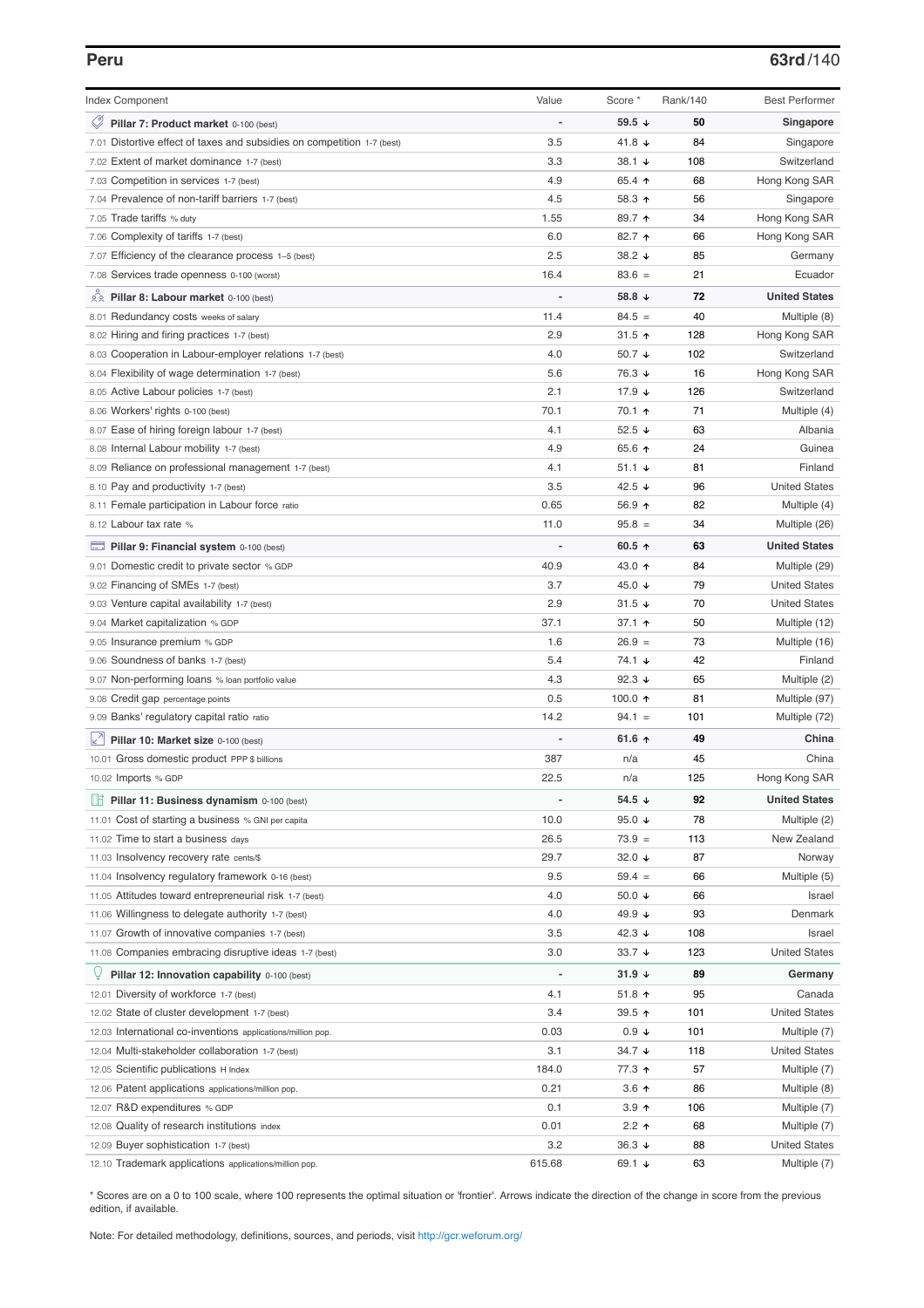## Peru

**63rd**/140

| Index Component | Value | Score * | Rank/140 | Best Performer |
|---|---|---|---|---|
| **Pillar 7: Product market** 0-100 (best) | - | **59.5 ↓** | **50** | **Singapore** |
| 7.01 Distortive effect of taxes and subsidies on competition 1-7 (best) | 3.5 | 41.8 ↓ | 84 | Singapore |
| 7.02 Extent of market dominance 1-7 (best) | 3.3 | 38.1 ↓ | 108 | Switzerland |
| 7.03 Competition in services 1-7 (best) | 4.9 | 65.4 ↑ | 68 | Hong Kong SAR |
| 7.04 Prevalence of non-tariff barriers 1-7 (best) | 4.5 | 58.3 ↑ | 56 | Singapore |
| 7.05 Trade tariffs % duty | 1.55 | 89.7 ↑ | 34 | Hong Kong SAR |
| 7.06 Complexity of tariffs 1-7 (best) | 6.0 | 82.7 ↑ | 66 | Hong Kong SAR |
| 7.07 Efficiency of the clearance process 1–5 (best) | 2.5 | 38.2 ↓ | 85 | Germany |
| 7.08 Services trade openness 0-100 (worst) | 16.4 | 83.6 = | 21 | Ecuador |
| **Pillar 8: Labour market** 0-100 (best) | - | **58.8 ↓** | **72** | **United States** |
| 8.01 Redundancy costs weeks of salary | 11.4 | 84.5 = | 40 | Multiple (8) |
| 8.02 Hiring and firing practices 1-7 (best) | 2.9 | 31.5 ↑ | 128 | Hong Kong SAR |
| 8.03 Cooperation in Labour-employer relations 1-7 (best) | 4.0 | 50.7 ↓ | 102 | Switzerland |
| 8.04 Flexibility of wage determination 1-7 (best) | 5.6 | 76.3 ↓ | 16 | Hong Kong SAR |
| 8.05 Active Labour policies 1-7 (best) | 2.1 | 17.9 ↓ | 126 | Switzerland |
| 8.06 Workers' rights 0-100 (best) | 70.1 | 70.1 ↑ | 71 | Multiple (4) |
| 8.07 Ease of hiring foreign labour 1-7 (best) | 4.1 | 52.5 ↓ | 63 | Albania |
| 8.08 Internal Labour mobility 1-7 (best) | 4.9 | 65.6 ↑ | 24 | Guinea |
| 8.09 Reliance on professional management 1-7 (best) | 4.1 | 51.1 ↓ | 81 | Finland |
| 8.10 Pay and productivity 1-7 (best) | 3.5 | 42.5 ↓ | 96 | United States |
| 8.11 Female participation in Labour force ratio | 0.65 | 56.9 ↑ | 82 | Multiple (4) |
| 8.12 Labour tax rate % | 11.0 | 95.8 = | 34 | Multiple (26) |
| **Pillar 9: Financial system** 0-100 (best) | - | **60.5 ↑** | **63** | **United States** |
| 9.01 Domestic credit to private sector % GDP | 40.9 | 43.0 ↑ | 84 | Multiple (29) |
| 9.02 Financing of SMEs 1-7 (best) | 3.7 | 45.0 ↓ | 79 | United States |
| 9.03 Venture capital availability 1-7 (best) | 2.9 | 31.5 ↓ | 70 | United States |
| 9.04 Market capitalization % GDP | 37.1 | 37.1 ↑ | 50 | Multiple (12) |
| 9.05 Insurance premium % GDP | 1.6 | 26.9 = | 73 | Multiple (16) |
| 9.06 Soundness of banks 1-7 (best) | 5.4 | 74.1 ↓ | 42 | Finland |
| 9.07 Non-performing loans % loan portfolio value | 4.3 | 92.3 ↓ | 65 | Multiple (2) |
| 9.08 Credit gap percentage points | 0.5 | 100.0 ↑ | 81 | Multiple (97) |
| 9.09 Banks' regulatory capital ratio ratio | 14.2 | 94.1 = | 101 | Multiple (72) |
| **Pillar 10: Market size** 0-100 (best) | - | **61.6 ↑** | **49** | **China** |
| 10.01 Gross domestic product PPP $ billions | 387 | n/a | 45 | China |
| 10.02 Imports % GDP | 22.5 | n/a | 125 | Hong Kong SAR |
| **Pillar 11: Business dynamism** 0-100 (best) | - | **54.5 ↓** | **92** | **United States** |
| 11.01 Cost of starting a business % GNI per capita | 10.0 | 95.0 ↓ | 78 | Multiple (2) |
| 11.02 Time to start a business days | 26.5 | 73.9 = | 113 | New Zealand |
| 11.03 Insolvency recovery rate cents/$ | 29.7 | 32.0 ↓ | 87 | Norway |
| 11.04 Insolvency regulatory framework 0-16 (best) | 9.5 | 59.4 = | 66 | Multiple (5) |
| 11.05 Attitudes toward entrepreneurial risk 1-7 (best) | 4.0 | 50.0 ↓ | 66 | Israel |
| 11.06 Willingness to delegate authority 1-7 (best) | 4.0 | 49.9 ↓ | 93 | Denmark |
| 11.07 Growth of innovative companies 1-7 (best) | 3.5 | 42.3 ↓ | 108 | Israel |
| 11.08 Companies embracing disruptive ideas 1-7 (best) | 3.0 | 33.7 ↓ | 123 | United States |
| **Pillar 12: Innovation capability** 0-100 (best) | - | **31.9 ↓** | **89** | **Germany** |
| 12.01 Diversity of workforce 1-7 (best) | 4.1 | 51.8 ↑ | 95 | Canada |
| 12.02 State of cluster development 1-7 (best) | 3.4 | 39.5 ↑ | 101 | United States |
| 12.03 International co-inventions applications/million pop. | 0.03 | 0.9 ↓ | 101 | Multiple (7) |
| 12.04 Multi-stakeholder collaboration 1-7 (best) | 3.1 | 34.7 ↓ | 118 | United States |
| 12.05 Scientific publications H Index | 184.0 | 77.3 ↑ | 57 | Multiple (7) |
| 12.06 Patent applications applications/million pop. | 0.21 | 3.6 ↑ | 86 | Multiple (8) |
| 12.07 R&D expenditures % GDP | 0.1 | 3.9 ↑ | 106 | Multiple (7) |
| 12.08 Quality of research institutions index | 0.01 | 2.2 ↑ | 68 | Multiple (7) |
| 12.09 Buyer sophistication 1-7 (best) | 3.2 | 36.3 ↓ | 88 | United States |
| 12.10 Trademark applications applications/million pop. | 615.68 | 69.1 ↓ | 63 | Multiple (7) |

* Scores are on a 0 to 100 scale, where 100 represents the optimal situation or 'frontier'. Arrows indicate the direction of the change in score from the previous edition, if available.

Note: For detailed methodology, definitions, sources, and periods, visit http://gcr.weforum.org/